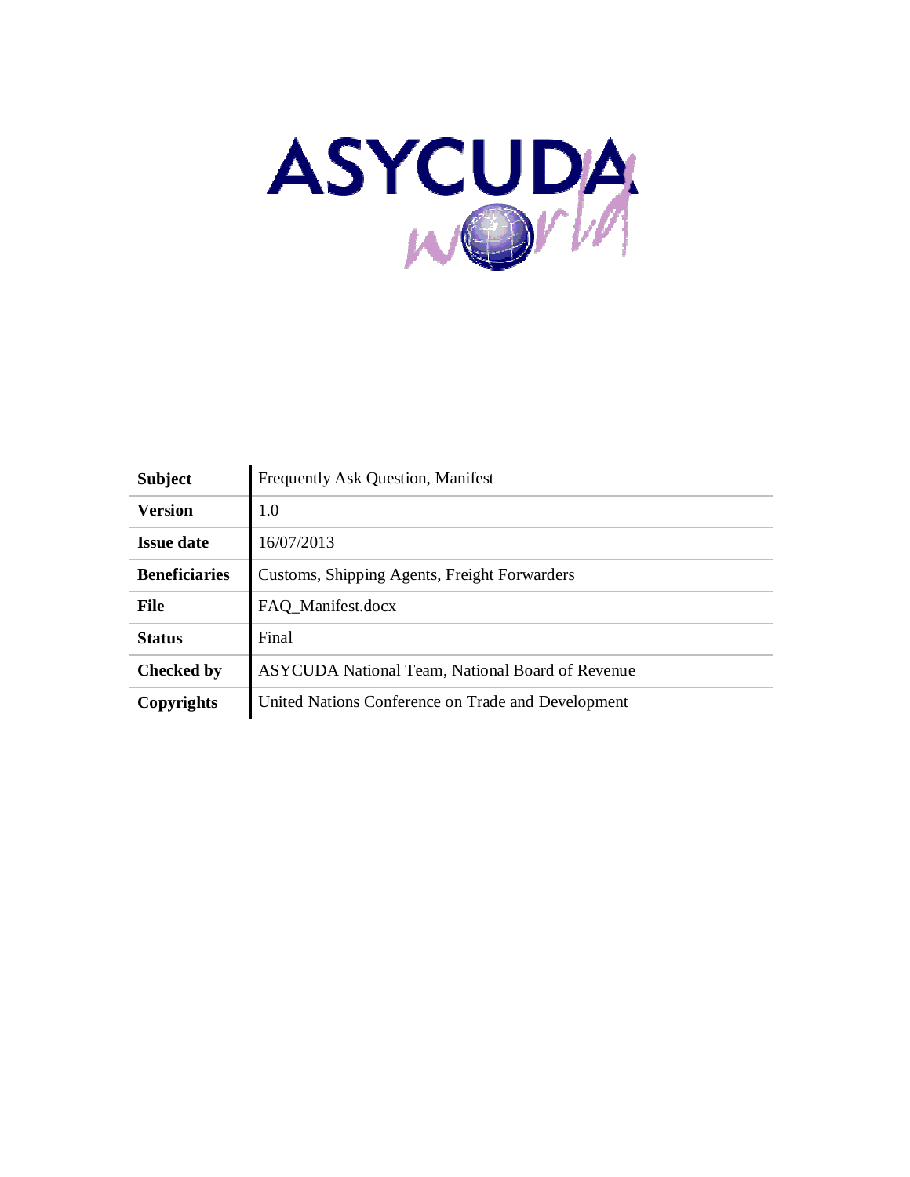# ASYCUDA world

| | |
|---|---|
| **Subject** | Frequently Ask Question, Manifest |
| **Version** | 1.0 |
| **Issue date** | 16/07/2013 |
| **Beneficiaries** | Customs, Shipping Agents, Freight Forwarders |
| **File** | FAQ_Manifest.docx |
| **Status** | Final |
| **Checked by** | ASYCUDA National Team, National Board of Revenue |
| **Copyrights** | United Nations Conference on Trade and Development |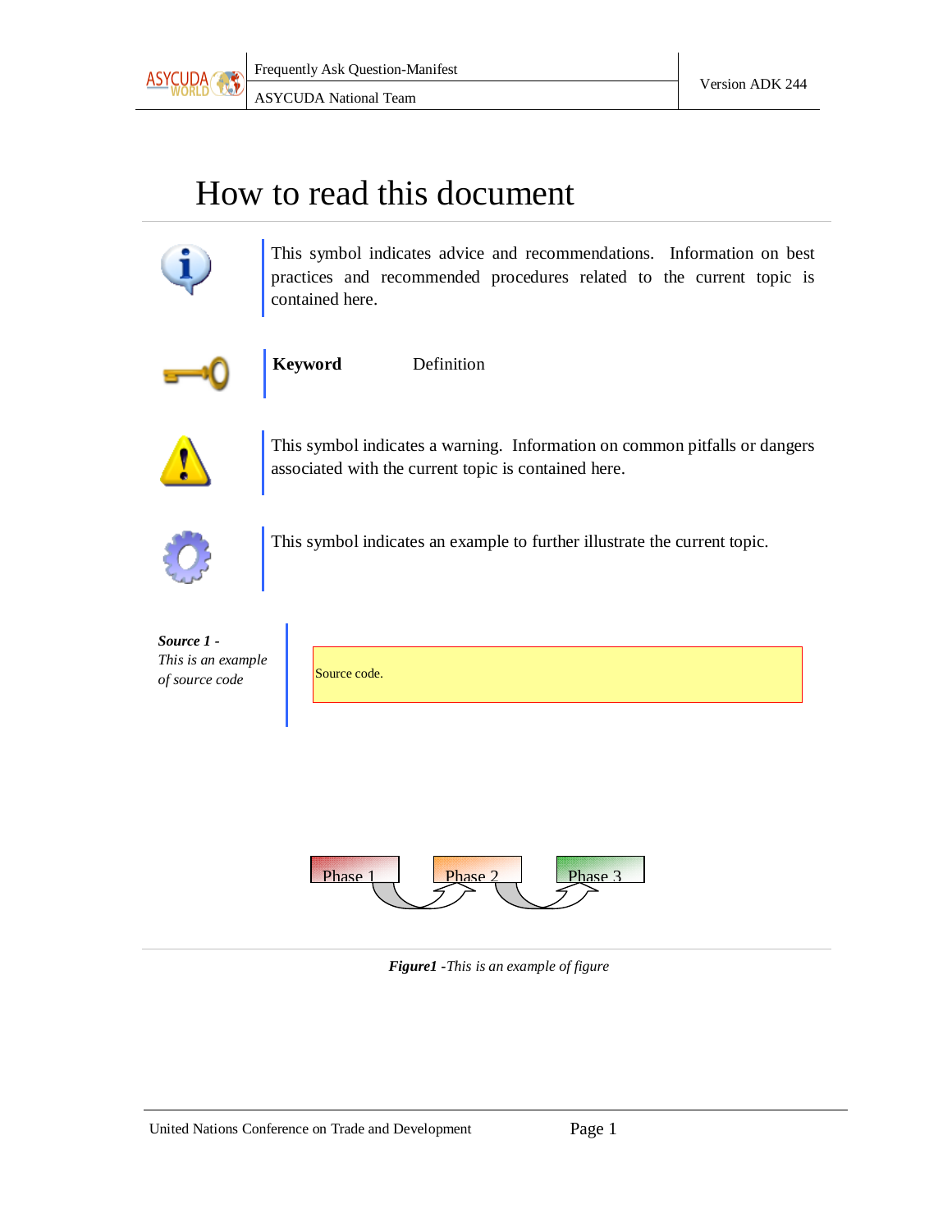# How to read this document

This symbol indicates advice and recommendations. Information on best practices and recommended procedures related to the current topic is contained here.

**Keyword** Definition

This symbol indicates a warning. Information on common pitfalls or dangers associated with the current topic is contained here.

This symbol indicates an example to further illustrate the current topic.

***Source 1*** *- This is an example of source code*

```
Source code.
```

Phase 1 → Phase 2 → Phase 3

***Figure1*** *-This is an example of figure*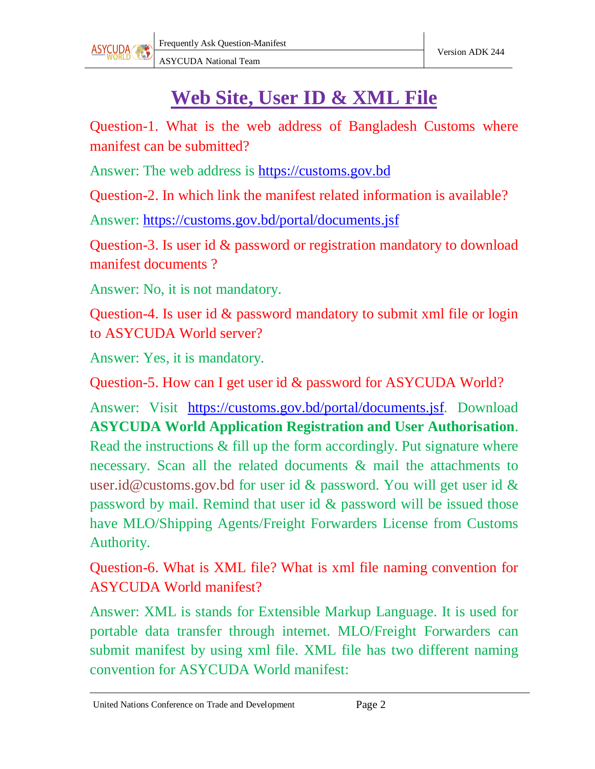# Web Site, User ID & XML File

Question-1. What is the web address of Bangladesh Customs where manifest can be submitted?

Answer: The web address is [https://customs.gov.bd](https://customs.gov.bd)

Question-2. In which link the manifest related information is available?

Answer: [https://customs.gov.bd/portal/documents.jsf](https://customs.gov.bd/portal/documents.jsf)

Question-3. Is user id & password or registration mandatory to download manifest documents ?

Answer: No, it is not mandatory.

Question-4. Is user id & password mandatory to submit xml file or login to ASYCUDA World server?

Answer: Yes, it is mandatory.

Question-5. How can I get user id & password for ASYCUDA World?

Answer: Visit [https://customs.gov.bd/portal/documents.jsf](https://customs.gov.bd/portal/documents.jsf). Download **ASYCUDA World Application Registration and User Authorisation**. Read the instructions & fill up the form accordingly. Put signature where necessary. Scan all the related documents & mail the attachments to user.id@customs.gov.bd for user id & password. You will get user id & password by mail. Remind that user id & password will be issued those have MLO/Shipping Agents/Freight Forwarders License from Customs Authority.

Question-6. What is XML file? What is xml file naming convention for ASYCUDA World manifest?

Answer: XML is stands for Extensible Markup Language. It is used for portable data transfer through internet. MLO/Freight Forwarders can submit manifest by using xml file. XML file has two different naming convention for ASYCUDA World manifest: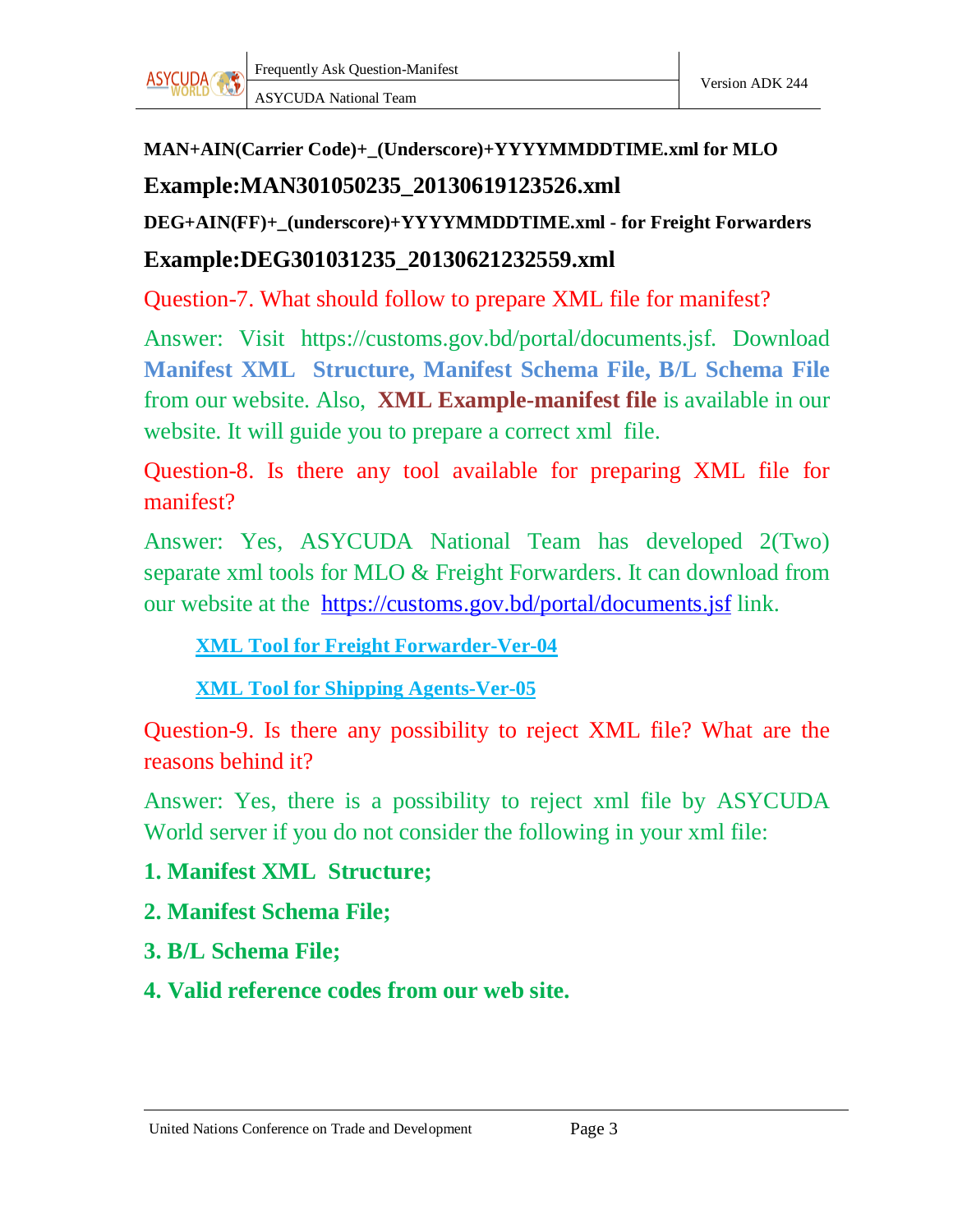**MAN+AIN(Carrier Code)+_(Underscore)+YYYYMMDDTIME.xml for MLO**

**Example:MAN301050235_20130619123526.xml**

**DEG+AIN(FF)+_(underscore)+YYYYMMDDTIME.xml - for Freight Forwarders**

**Example:DEG301031235_20130621232559.xml**

Question-7. What should follow to prepare XML file for manifest?

Answer: Visit https://customs.gov.bd/portal/documents.jsf. Download **Manifest XML Structure, Manifest Schema File, B/L Schema File** from our website. Also, **XML Example-manifest file** is available in our website. It will guide you to prepare a correct xml file.

Question-8. Is there any tool available for preparing XML file for manifest?

Answer: Yes, ASYCUDA National Team has developed 2(Two) separate xml tools for MLO & Freight Forwarders. It can download from our website at the https://customs.gov.bd/portal/documents.jsf link.

- **XML Tool for Freight Forwarder-Ver-04**
- **XML Tool for Shipping Agents-Ver-05**

Question-9. Is there any possibility to reject XML file? What are the reasons behind it?

Answer: Yes, there is a possibility to reject xml file by ASYCUDA World server if you do not consider the following in your xml file:

1. **Manifest XML Structure;**
2. **Manifest Schema File;**
3. **B/L Schema File;**
4. **Valid reference codes from our web site.**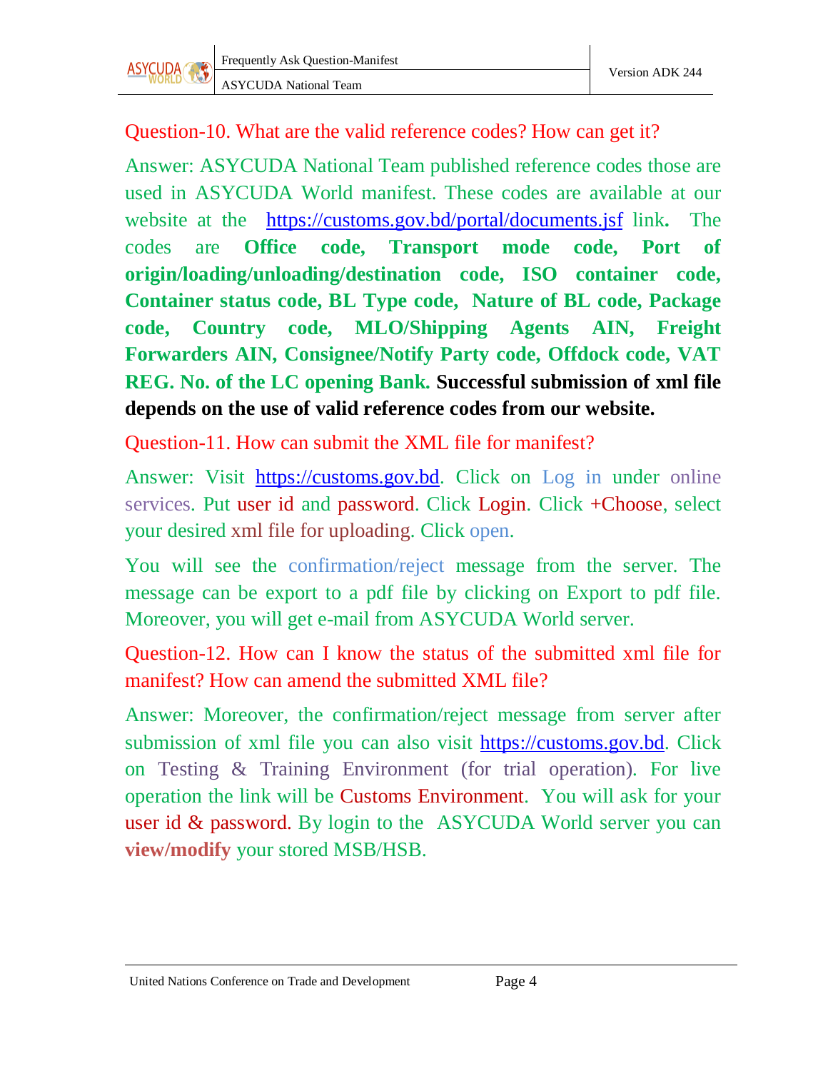Question-10. What are the valid reference codes? How can get it?

Answer: ASYCUDA National Team published reference codes those are used in ASYCUDA World manifest. These codes are available at our website at the https://customs.gov.bd/portal/documents.jsf link**.** The codes are **Office code, Transport mode code, Port of origin/loading/unloading/destination code, ISO container code, Container status code, BL Type code, Nature of BL code, Package code, Country code, MLO/Shipping Agents AIN, Freight Forwarders AIN, Consignee/Notify Party code, Offdock code, VAT REG. No. of the LC opening Bank. Successful submission of xml file depends on the use of valid reference codes from our website.**

Question-11. How can submit the XML file for manifest?

Answer: Visit https://customs.gov.bd. Click on Log in under online services. Put user id and password. Click Login. Click +Choose, select your desired xml file for uploading. Click open.

You will see the confirmation/reject message from the server. The message can be export to a pdf file by clicking on Export to pdf file. Moreover, you will get e-mail from ASYCUDA World server.

Question-12. How can I know the status of the submitted xml file for manifest? How can amend the submitted XML file?

Answer: Moreover, the confirmation/reject message from server after submission of xml file you can also visit https://customs.gov.bd. Click on Testing & Training Environment (for trial operation). For live operation the link will be Customs Environment. You will ask for your user id & password. By login to the ASYCUDA World server you can **view/modify** your stored MSB/HSB.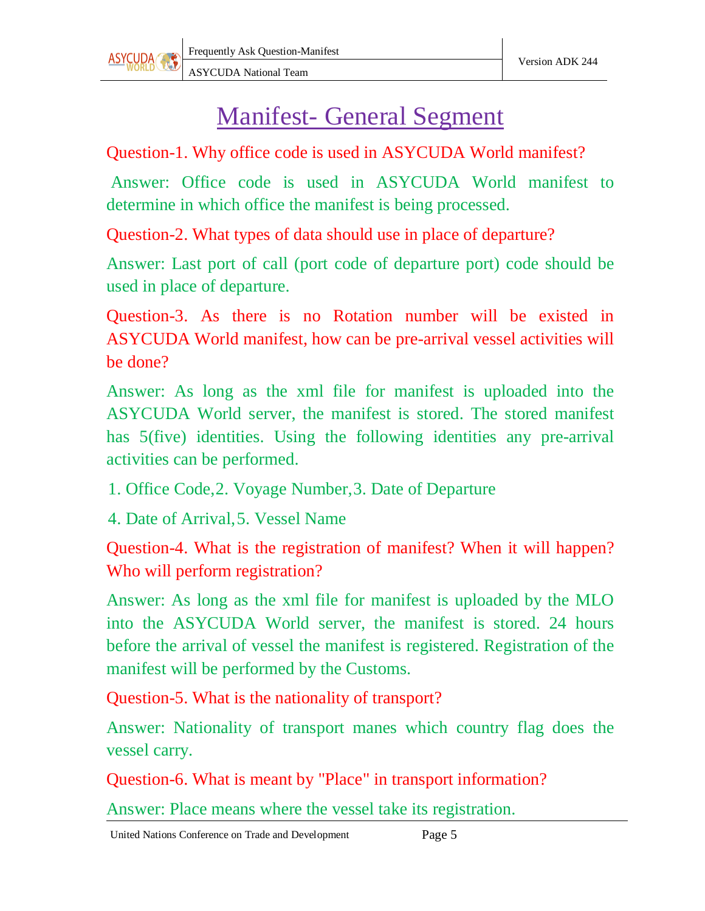# Manifest- General Segment

Question-1. Why office code is used in ASYCUDA World manifest?

Answer: Office code is used in ASYCUDA World manifest to determine in which office the manifest is being processed.

Question-2. What types of data should use in place of departure?

Answer: Last port of call (port code of departure port) code should be used in place of departure.

Question-3. As there is no Rotation number will be existed in ASYCUDA World manifest, how can be pre-arrival vessel activities will be done?

Answer: As long as the xml file for manifest is uploaded into the ASYCUDA World server, the manifest is stored. The stored manifest has 5(five) identities. Using the following identities any pre-arrival activities can be performed.

1. Office Code, 2. Voyage Number, 3. Date of Departure
4. Date of Arrival, 5. Vessel Name

Question-4. What is the registration of manifest? When it will happen? Who will perform registration?

Answer: As long as the xml file for manifest is uploaded by the MLO into the ASYCUDA World server, the manifest is stored. 24 hours before the arrival of vessel the manifest is registered. Registration of the manifest will be performed by the Customs.

Question-5. What is the nationality of transport?

Answer: Nationality of transport manes which country flag does the vessel carry.

Question-6. What is meant by "Place" in transport information?

Answer: Place means where the vessel take its registration.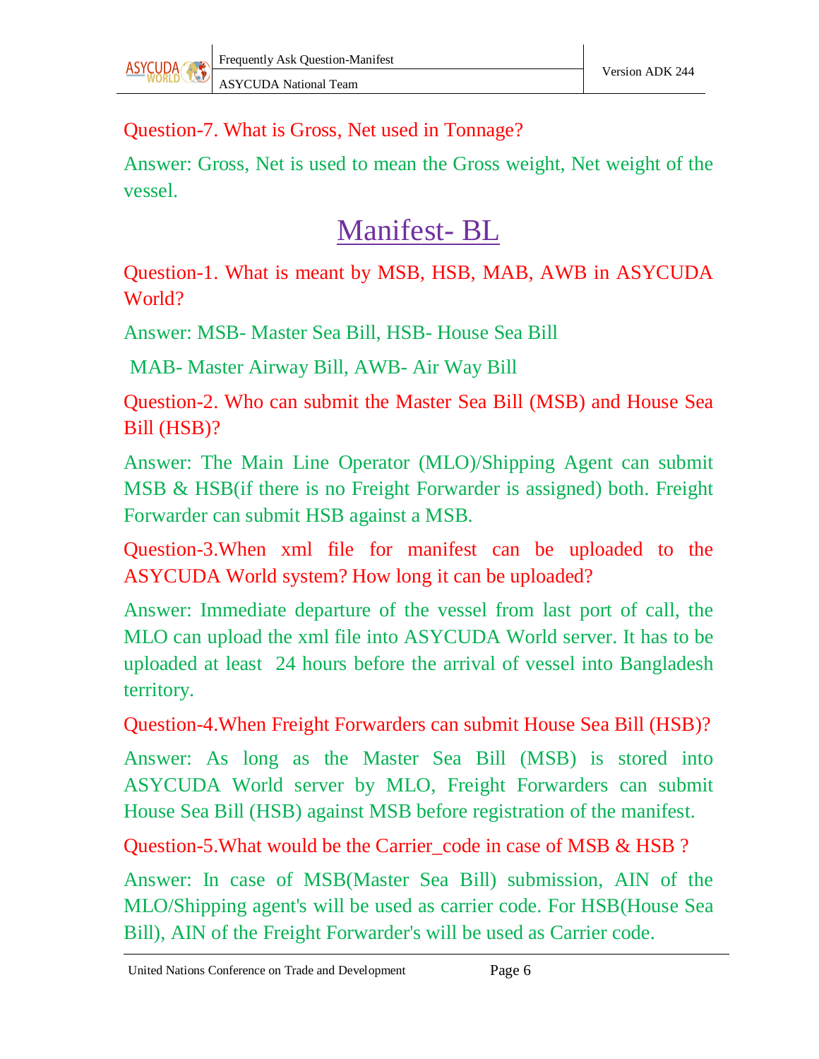Question-7. What is Gross, Net used in Tonnage?

Answer: Gross, Net is used to mean the Gross weight, Net weight of the vessel.

## Manifest- BL

Question-1. What is meant by MSB, HSB, MAB, AWB in ASYCUDA World?

Answer: MSB- Master Sea Bill, HSB- House Sea Bill

MAB- Master Airway Bill, AWB- Air Way Bill

Question-2. Who can submit the Master Sea Bill (MSB) and House Sea Bill (HSB)?

Answer: The Main Line Operator (MLO)/Shipping Agent can submit MSB & HSB(if there is no Freight Forwarder is assigned) both. Freight Forwarder can submit HSB against a MSB.

Question-3.When xml file for manifest can be uploaded to the ASYCUDA World system? How long it can be uploaded?

Answer: Immediate departure of the vessel from last port of call, the MLO can upload the xml file into ASYCUDA World server. It has to be uploaded at least 24 hours before the arrival of vessel into Bangladesh territory.

Question-4.When Freight Forwarders can submit House Sea Bill (HSB)?

Answer: As long as the Master Sea Bill (MSB) is stored into ASYCUDA World server by MLO, Freight Forwarders can submit House Sea Bill (HSB) against MSB before registration of the manifest.

Question-5.What would be the Carrier_code in case of MSB & HSB ?

Answer: In case of MSB(Master Sea Bill) submission, AIN of the MLO/Shipping agent's will be used as carrier code. For HSB(House Sea Bill), AIN of the Freight Forwarder's will be used as Carrier code.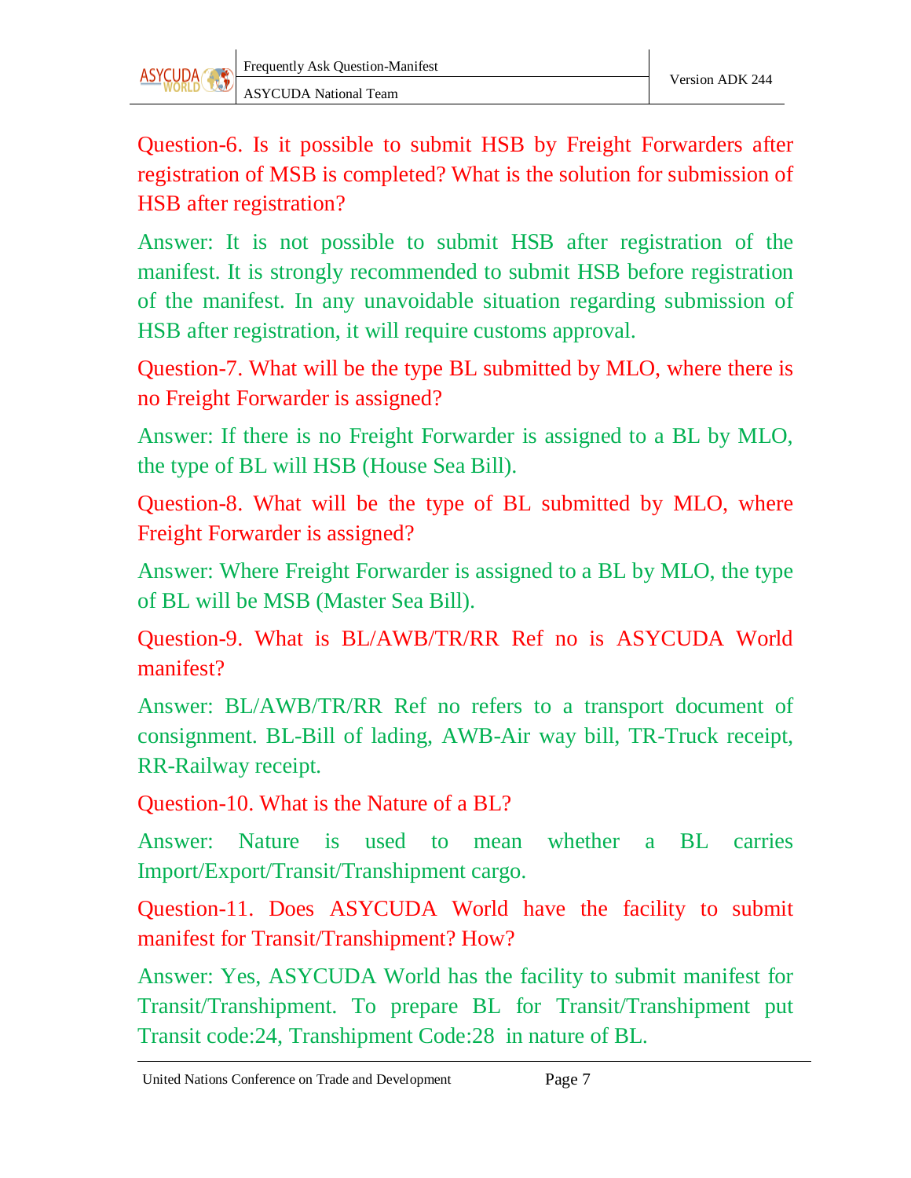Question-6. Is it possible to submit HSB by Freight Forwarders after registration of MSB is completed? What is the solution for submission of HSB after registration?

Answer: It is not possible to submit HSB after registration of the manifest. It is strongly recommended to submit HSB before registration of the manifest. In any unavoidable situation regarding submission of HSB after registration, it will require customs approval.

Question-7. What will be the type BL submitted by MLO, where there is no Freight Forwarder is assigned?

Answer: If there is no Freight Forwarder is assigned to a BL by MLO, the type of BL will HSB (House Sea Bill).

Question-8. What will be the type of BL submitted by MLO, where Freight Forwarder is assigned?

Answer: Where Freight Forwarder is assigned to a BL by MLO, the type of BL will be MSB (Master Sea Bill).

Question-9. What is BL/AWB/TR/RR Ref no is ASYCUDA World manifest?

Answer: BL/AWB/TR/RR Ref no refers to a transport document of consignment. BL-Bill of lading, AWB-Air way bill, TR-Truck receipt, RR-Railway receipt.

Question-10. What is the Nature of a BL?

Answer: Nature is used to mean whether a BL carries Import/Export/Transit/Transhipment cargo.

Question-11. Does ASYCUDA World have the facility to submit manifest for Transit/Transhipment? How?

Answer: Yes, ASYCUDA World has the facility to submit manifest for Transit/Transhipment. To prepare BL for Transit/Transhipment put Transit code:24, Transhipment Code:28 in nature of BL.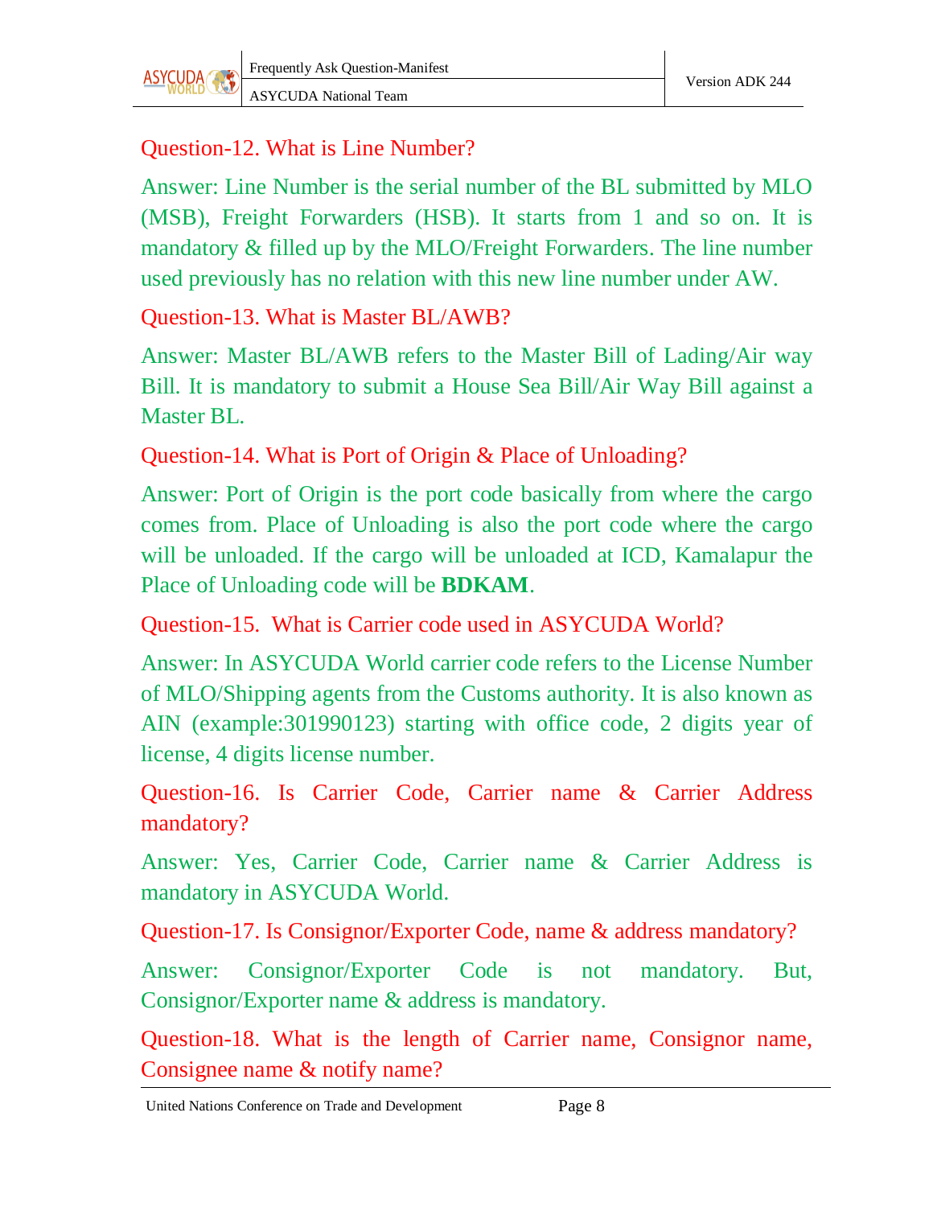Question-12. What is Line Number?

Answer: Line Number is the serial number of the BL submitted by MLO (MSB), Freight Forwarders (HSB). It starts from 1 and so on. It is mandatory & filled up by the MLO/Freight Forwarders. The line number used previously has no relation with this new line number under AW.

Question-13. What is Master BL/AWB?

Answer: Master BL/AWB refers to the Master Bill of Lading/Air way Bill. It is mandatory to submit a House Sea Bill/Air Way Bill against a Master BL.

Question-14. What is Port of Origin & Place of Unloading?

Answer: Port of Origin is the port code basically from where the cargo comes from. Place of Unloading is also the port code where the cargo will be unloaded. If the cargo will be unloaded at ICD, Kamalapur the Place of Unloading code will be **BDKAM**.

Question-15. What is Carrier code used in ASYCUDA World?

Answer: In ASYCUDA World carrier code refers to the License Number of MLO/Shipping agents from the Customs authority. It is also known as AIN (example:301990123) starting with office code, 2 digits year of license, 4 digits license number.

Question-16. Is Carrier Code, Carrier name & Carrier Address mandatory?

Answer: Yes, Carrier Code, Carrier name & Carrier Address is mandatory in ASYCUDA World.

Question-17. Is Consignor/Exporter Code, name & address mandatory?

Answer: Consignor/Exporter Code is not mandatory. But, Consignor/Exporter name & address is mandatory.

Question-18. What is the length of Carrier name, Consignor name, Consignee name & notify name?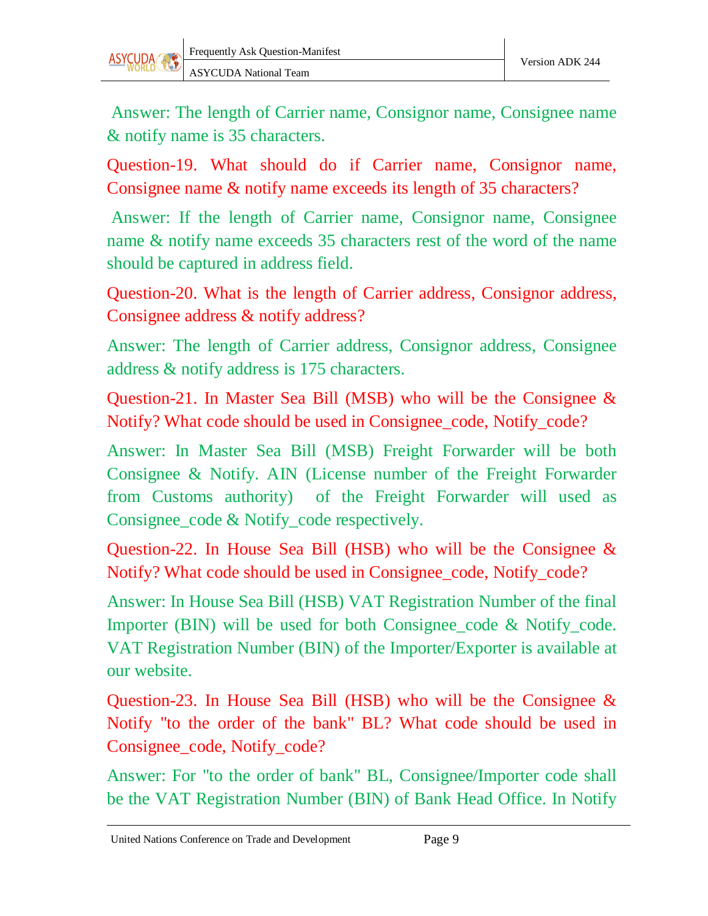Answer: The length of Carrier name, Consignor name, Consignee name & notify name is 35 characters.

Question-19. What should do if Carrier name, Consignor name, Consignee name & notify name exceeds its length of 35 characters?

Answer: If the length of Carrier name, Consignor name, Consignee name & notify name exceeds 35 characters rest of the word of the name should be captured in address field.

Question-20. What is the length of Carrier address, Consignor address, Consignee address & notify address?

Answer: The length of Carrier address, Consignor address, Consignee address & notify address is 175 characters.

Question-21. In Master Sea Bill (MSB) who will be the Consignee & Notify? What code should be used in Consignee_code, Notify_code?

Answer: In Master Sea Bill (MSB) Freight Forwarder will be both Consignee & Notify. AIN (License number of the Freight Forwarder from Customs authority) of the Freight Forwarder will used as Consignee_code & Notify_code respectively.

Question-22. In House Sea Bill (HSB) who will be the Consignee & Notify? What code should be used in Consignee_code, Notify_code?

Answer: In House Sea Bill (HSB) VAT Registration Number of the final Importer (BIN) will be used for both Consignee_code & Notify_code. VAT Registration Number (BIN) of the Importer/Exporter is available at our website.

Question-23. In House Sea Bill (HSB) who will be the Consignee & Notify "to the order of the bank" BL? What code should be used in Consignee_code, Notify_code?

Answer: For "to the order of bank" BL, Consignee/Importer code shall be the VAT Registration Number (BIN) of Bank Head Office. In Notify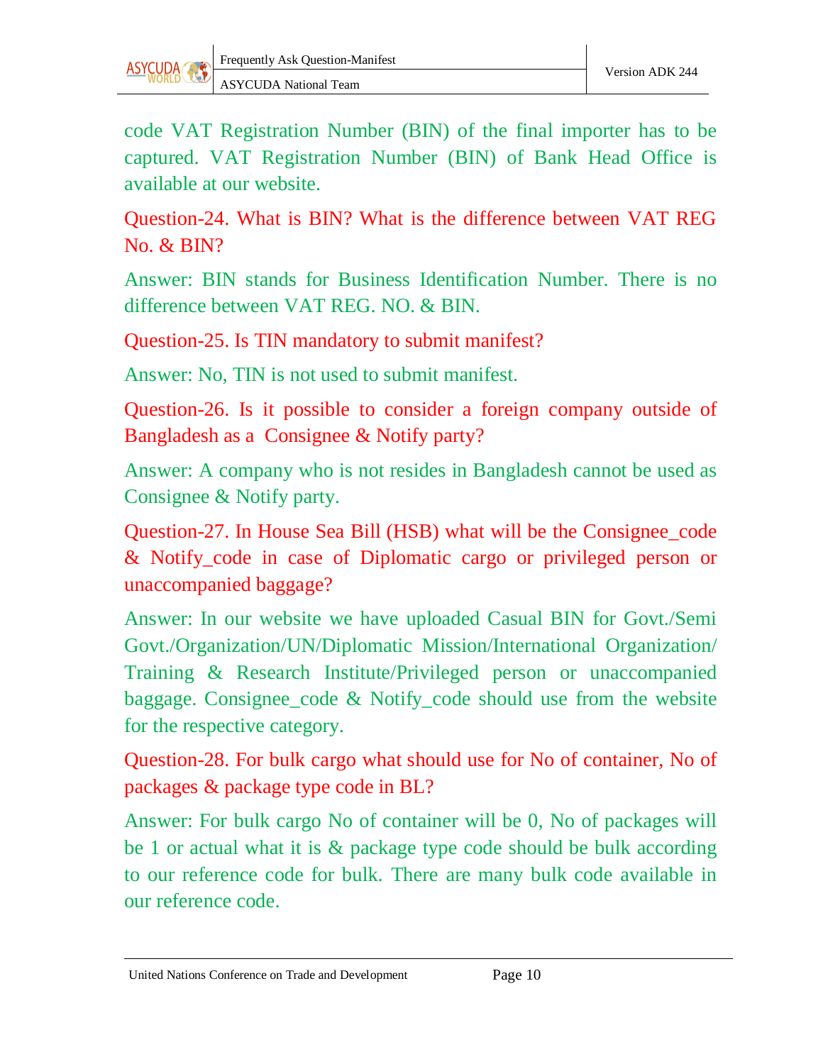code VAT Registration Number (BIN) of the final importer has to be captured. VAT Registration Number (BIN) of Bank Head Office is available at our website.

Question-24. What is BIN? What is the difference between VAT REG No. & BIN?

Answer: BIN stands for Business Identification Number. There is no difference between VAT REG. NO. & BIN.

Question-25. Is TIN mandatory to submit manifest?

Answer: No, TIN is not used to submit manifest.

Question-26. Is it possible to consider a foreign company outside of Bangladesh as a Consignee & Notify party?

Answer: A company who is not resides in Bangladesh cannot be used as Consignee & Notify party.

Question-27. In House Sea Bill (HSB) what will be the Consignee_code & Notify_code in case of Diplomatic cargo or privileged person or unaccompanied baggage?

Answer: In our website we have uploaded Casual BIN for Govt./Semi Govt./Organization/UN/Diplomatic Mission/International Organization/ Training & Research Institute/Privileged person or unaccompanied baggage. Consignee_code & Notify_code should use from the website for the respective category.

Question-28. For bulk cargo what should use for No of container, No of packages & package type code in BL?

Answer: For bulk cargo No of container will be 0, No of packages will be 1 or actual what it is & package type code should be bulk according to our reference code for bulk. There are many bulk code available in our reference code.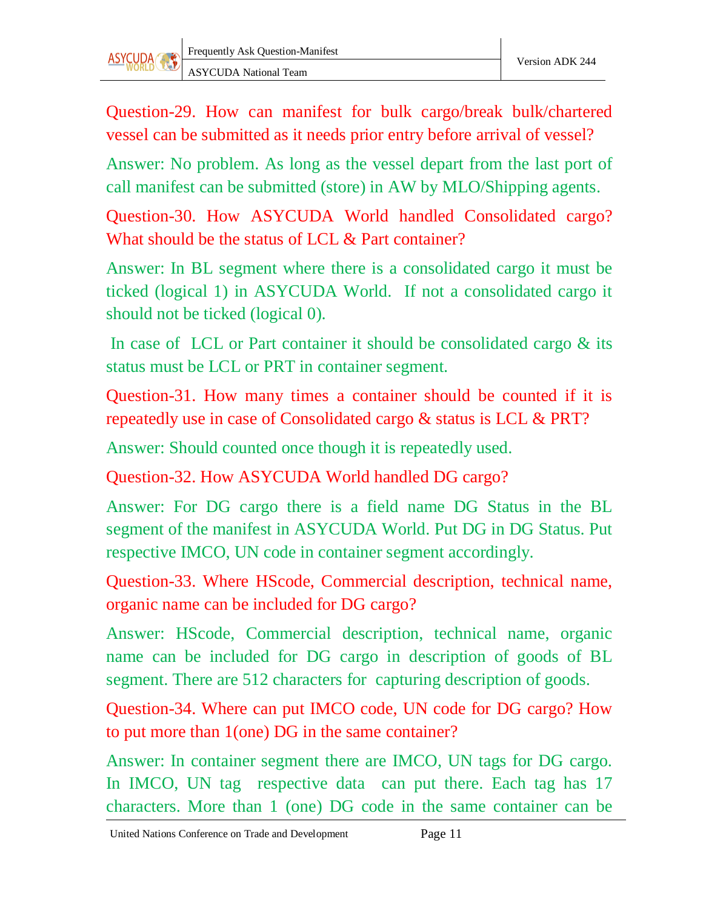Question-29. How can manifest for bulk cargo/break bulk/chartered vessel can be submitted as it needs prior entry before arrival of vessel?

Answer: No problem. As long as the vessel depart from the last port of call manifest can be submitted (store) in AW by MLO/Shipping agents.

Question-30. How ASYCUDA World handled Consolidated cargo? What should be the status of LCL & Part container?

Answer: In BL segment where there is a consolidated cargo it must be ticked (logical 1) in ASYCUDA World. If not a consolidated cargo it should not be ticked (logical 0).

In case of LCL or Part container it should be consolidated cargo & its status must be LCL or PRT in container segment.

Question-31. How many times a container should be counted if it is repeatedly use in case of Consolidated cargo & status is LCL & PRT?

Answer: Should counted once though it is repeatedly used.

Question-32. How ASYCUDA World handled DG cargo?

Answer: For DG cargo there is a field name DG Status in the BL segment of the manifest in ASYCUDA World. Put DG in DG Status. Put respective IMCO, UN code in container segment accordingly.

Question-33. Where HScode, Commercial description, technical name, organic name can be included for DG cargo?

Answer: HScode, Commercial description, technical name, organic name can be included for DG cargo in description of goods of BL segment. There are 512 characters for capturing description of goods.

Question-34. Where can put IMCO code, UN code for DG cargo? How to put more than 1(one) DG in the same container?

Answer: In container segment there are IMCO, UN tags for DG cargo. In IMCO, UN tag respective data can put there. Each tag has 17 characters. More than 1 (one) DG code in the same container can be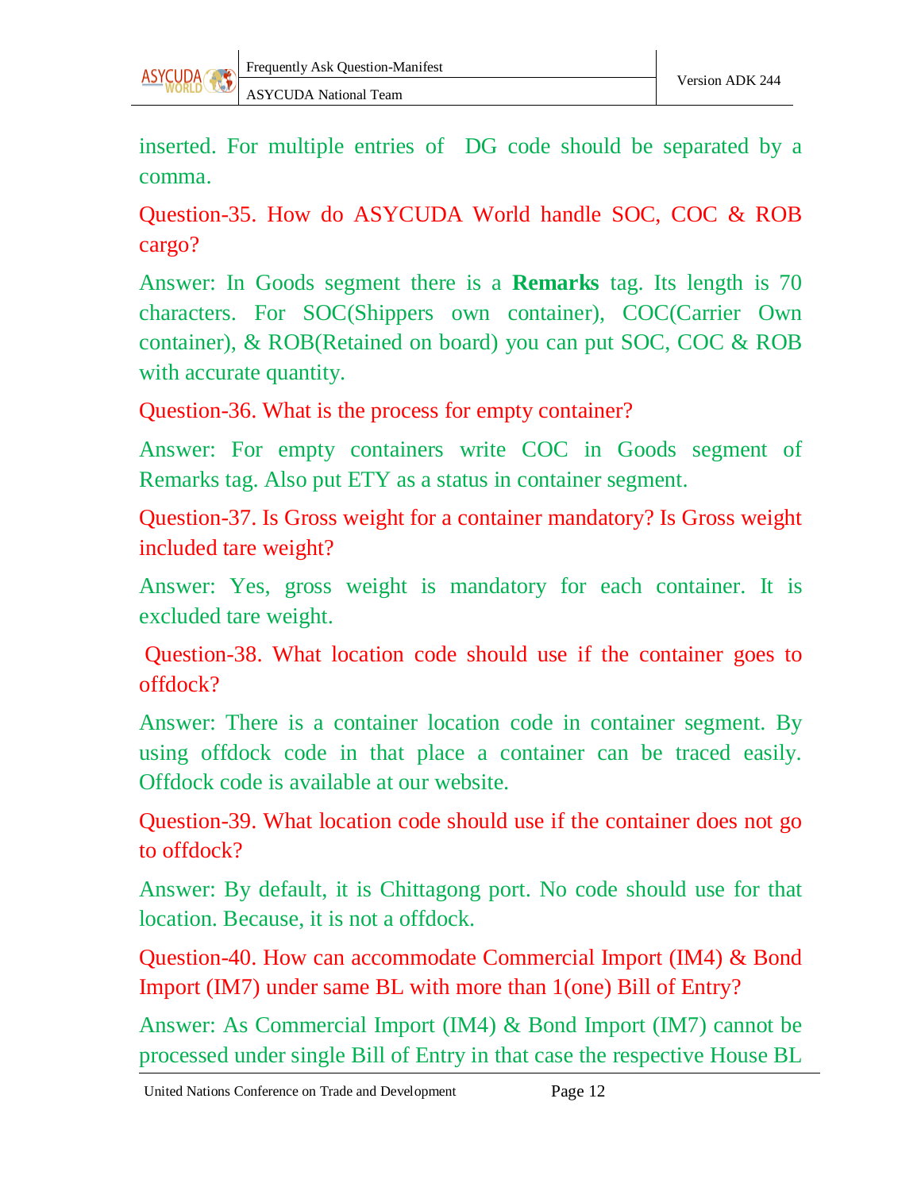inserted. For multiple entries of  DG code should be separated by a comma.

Question-35. How do ASYCUDA World handle SOC, COC & ROB cargo?

Answer: In Goods segment there is a **Remarks** tag. Its length is 70 characters. For SOC(Shippers own container), COC(Carrier Own container), & ROB(Retained on board) you can put SOC, COC & ROB with accurate quantity.

Question-36. What is the process for empty container?

Answer: For empty containers write COC in Goods segment of Remarks tag. Also put ETY as a status in container segment.

Question-37. Is Gross weight for a container mandatory? Is Gross weight included tare weight?

Answer: Yes, gross weight is mandatory for each container. It is excluded tare weight.

Question-38. What location code should use if the container goes to offdock?

Answer: There is a container location code in container segment. By using offdock code in that place a container can be traced easily. Offdock code is available at our website.

Question-39. What location code should use if the container does not go to offdock?

Answer: By default, it is Chittagong port. No code should use for that location. Because, it is not a offdock.

Question-40. How can accommodate Commercial Import (IM4) & Bond Import (IM7) under same BL with more than 1(one) Bill of Entry?

Answer: As Commercial Import (IM4) & Bond Import (IM7) cannot be processed under single Bill of Entry in that case the respective House BL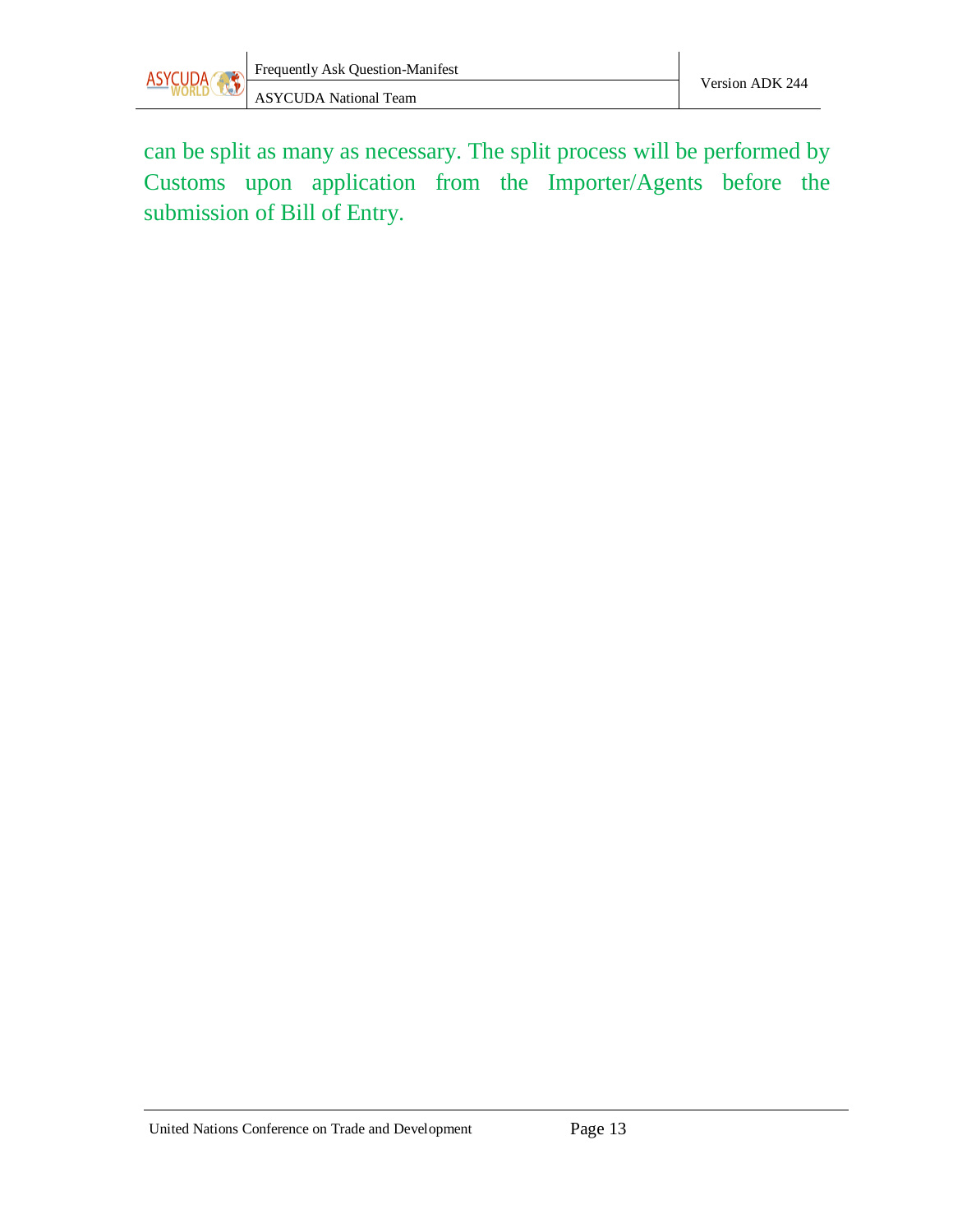can be split as many as necessary. The split process will be performed by Customs upon application from the Importer/Agents before the submission of Bill of Entry.